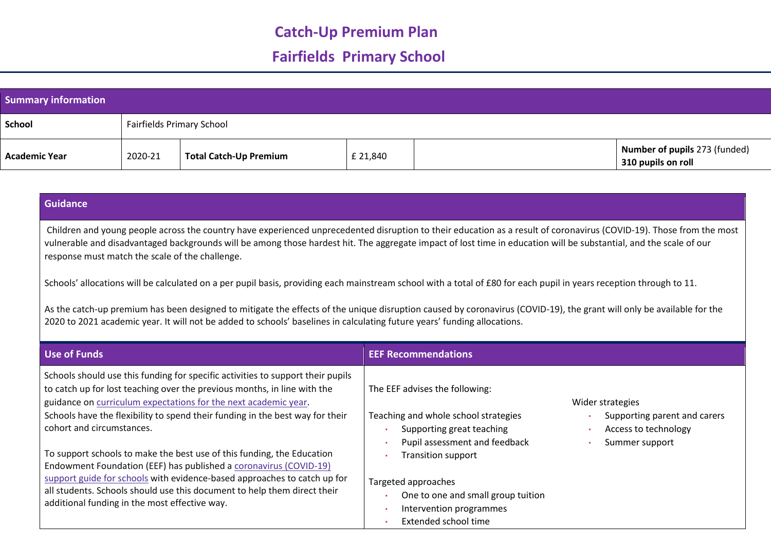# Catch-Up Premium Plan

# Fairfields Primary School

| Summary information | | | | | |
|---|---|---|---|---|---|
| **School** | Fairfields Primary School | | | | |
| **Academic Year** | 2020-21 | **Total Catch-Up Premium** | £ 21,840 | | **Number of pupils** 273 (funded) **310 pupils on roll** |

## Guidance

Children and young people across the country have experienced unprecedented disruption to their education as a result of coronavirus (COVID-19). Those from the most vulnerable and disadvantaged backgrounds will be among those hardest hit. The aggregate impact of lost time in education will be substantial, and the scale of our response must match the scale of the challenge.

Schools' allocations will be calculated on a per pupil basis, providing each mainstream school with a total of £80 for each pupil in years reception through to 11.

As the catch-up premium has been designed to mitigate the effects of the unique disruption caused by coronavirus (COVID-19), the grant will only be available for the 2020 to 2021 academic year. It will not be added to schools' baselines in calculating future years' funding allocations.

## Use of Funds

Schools should use this funding for specific activities to support their pupils to catch up for lost teaching over the previous months, in line with the guidance on curriculum expectations for the next academic year. Schools have the flexibility to spend their funding in the best way for their cohort and circumstances.

To support schools to make the best use of this funding, the Education Endowment Foundation (EEF) has published a coronavirus (COVID-19) support guide for schools with evidence-based approaches to catch up for all students. Schools should use this document to help them direct their additional funding in the most effective way.

## EEF Recommendations

The EEF advises the following:

Teaching and whole school strategies

- Supporting great teaching
- Pupil assessment and feedback
- Transition support

Targeted approaches

- One to one and small group tuition
- Intervention programmes
- Extended school time

Wider strategies

- Supporting parent and carers
- Access to technology
- Summer support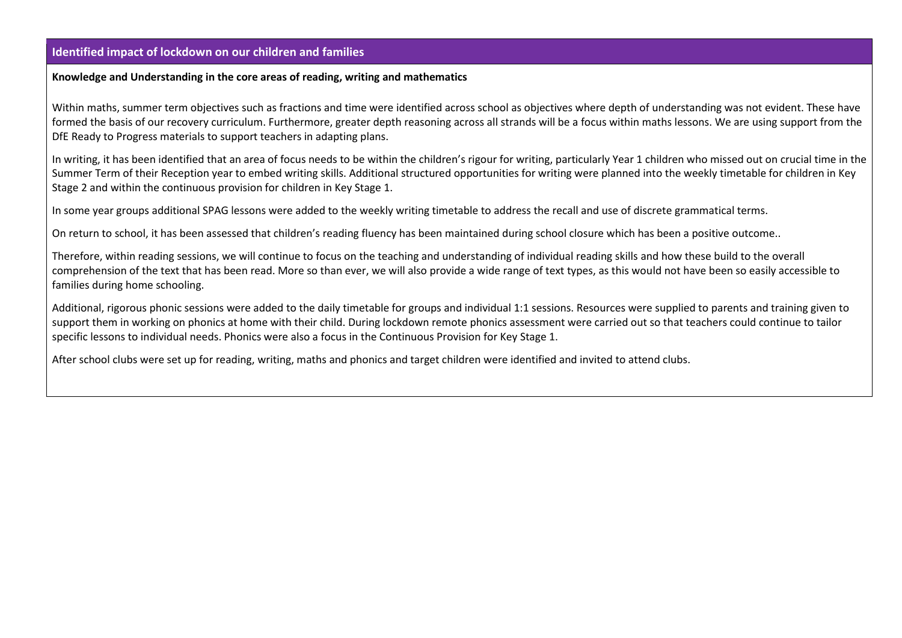## Identified impact of lockdown on our children and families

**Knowledge and Understanding in the core areas of reading, writing and mathematics**

Within maths, summer term objectives such as fractions and time were identified across school as objectives where depth of understanding was not evident. These have formed the basis of our recovery curriculum. Furthermore, greater depth reasoning across all strands will be a focus within maths lessons. We are using support from the DfE Ready to Progress materials to support teachers in adapting plans.

In writing, it has been identified that an area of focus needs to be within the children's rigour for writing, particularly Year 1 children who missed out on crucial time in the Summer Term of their Reception year to embed writing skills. Additional structured opportunities for writing were planned into the weekly timetable for children in Key Stage 2 and within the continuous provision for children in Key Stage 1.

In some year groups additional SPAG lessons were added to the weekly writing timetable to address the recall and use of discrete grammatical terms.

On return to school, it has been assessed that children's reading fluency has been maintained during school closure which has been a positive outcome..

Therefore, within reading sessions, we will continue to focus on the teaching and understanding of individual reading skills and how these build to the overall comprehension of the text that has been read. More so than ever, we will also provide a wide range of text types, as this would not have been so easily accessible to families during home schooling.

Additional, rigorous phonic sessions were added to the daily timetable for groups and individual 1:1 sessions. Resources were supplied to parents and training given to support them in working on phonics at home with their child. During lockdown remote phonics assessment were carried out so that teachers could continue to tailor specific lessons to individual needs. Phonics were also a focus in the Continuous Provision for Key Stage 1.

After school clubs were set up for reading, writing, maths and phonics and target children were identified and invited to attend clubs.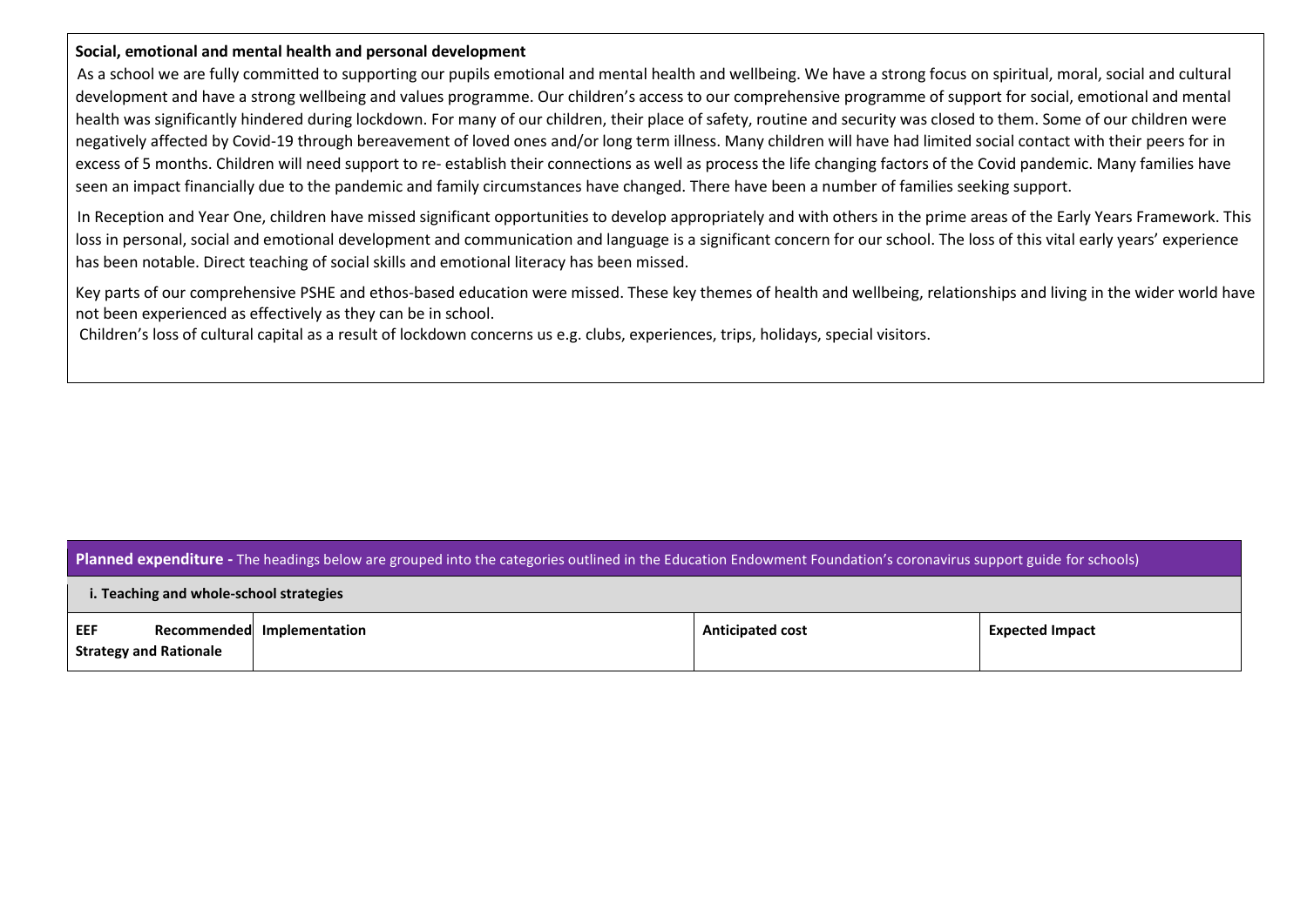**Social, emotional and mental health and personal development**

As a school we are fully committed to supporting our pupils emotional and mental health and wellbeing. We have a strong focus on spiritual, moral, social and cultural development and have a strong wellbeing and values programme. Our children's access to our comprehensive programme of support for social, emotional and mental health was significantly hindered during lockdown. For many of our children, their place of safety, routine and security was closed to them. Some of our children were negatively affected by Covid-19 through bereavement of loved ones and/or long term illness. Many children will have had limited social contact with their peers for in excess of 5 months. Children will need support to re- establish their connections as well as process the life changing factors of the Covid pandemic. Many families have seen an impact financially due to the pandemic and family circumstances have changed. There have been a number of families seeking support.

In Reception and Year One, children have missed significant opportunities to develop appropriately and with others in the prime areas of the Early Years Framework. This loss in personal, social and emotional development and communication and language is a significant concern for our school. The loss of this vital early years' experience has been notable. Direct teaching of social skills and emotional literacy has been missed.

Key parts of our comprehensive PSHE and ethos-based education were missed. These key themes of health and wellbeing, relationships and living in the wider world have not been experienced as effectively as they can be in school.

Children's loss of cultural capital as a result of lockdown concerns us e.g. clubs, experiences, trips, holidays, special visitors.

**Planned expenditure -** The headings below are grouped into the categories outlined in the Education Endowment Foundation's coronavirus support guide for schools)

**i. Teaching and whole-school strategies**

| EEF Recommended Strategy and Rationale | Implementation | Anticipated cost | Expected Impact |
|---|---|---|---|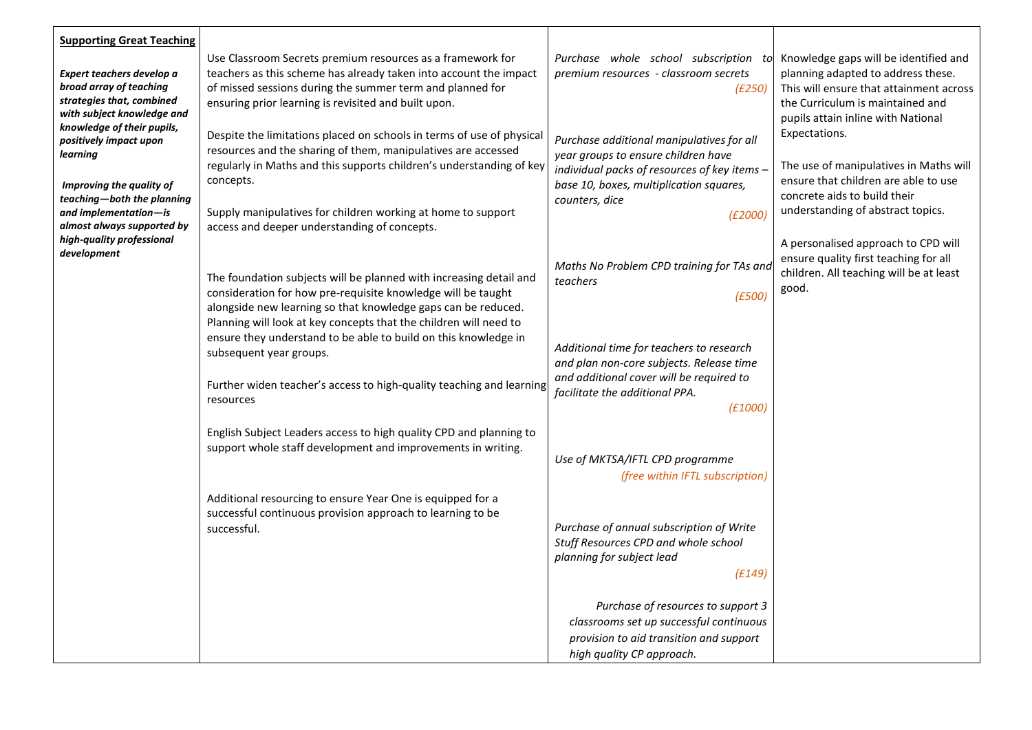| **Supporting Great Teaching** | | | |
|---|---|---|---|
| ***Expert teachers develop a broad array of teaching strategies that, combined with subject knowledge and knowledge of their pupils, positively impact upon learning***<br><br>***Improving the quality of teaching—both the planning and implementation—is almost always supported by high-quality professional development*** | Use Classroom Secrets premium resources as a framework for teachers as this scheme has already taken into account the impact of missed sessions during the summer term and planned for ensuring prior learning is revisited and built upon.<br><br>Despite the limitations placed on schools in terms of use of physical resources and the sharing of them, manipulatives are accessed regularly in Maths and this supports children's understanding of key concepts.<br><br>Supply manipulatives for children working at home to support access and deeper understanding of concepts.<br><br>The foundation subjects will be planned with increasing detail and consideration for how pre-requisite knowledge will be taught alongside new learning so that knowledge gaps can be reduced. Planning will look at key concepts that the children will need to ensure they understand to be able to build on this knowledge in subsequent year groups.<br><br>Further widen teacher's access to high-quality teaching and learning resources<br><br>English Subject Leaders access to high quality CPD and planning to support whole staff development and improvements in writing.<br><br>Additional resourcing to ensure Year One is equipped for a successful continuous provision approach to learning to be successful. | *Purchase whole school subscription to premium resources - classroom secrets (£250)*<br><br>*Purchase additional manipulatives for all year groups to ensure children have individual packs of resources of key items – base 10, boxes, multiplication squares, counters, dice (£2000)*<br><br>*Maths No Problem CPD training for TAs and teachers (£500)*<br><br>*Additional time for teachers to research and plan non-core subjects. Release time and additional cover will be required to facilitate the additional PPA. (£1000)*<br><br>*Use of MKTSA/IFTL CPD programme (free within IFTL subscription)*<br><br>*Purchase of annual subscription of Write Stuff Resources CPD and whole school planning for subject lead (£149)*<br><br>*Purchase of resources to support 3 classrooms set up successful continuous provision to aid transition and support high quality CP approach.* | Knowledge gaps will be identified and planning adapted to address these. This will ensure that attainment across the Curriculum is maintained and pupils attain inline with National Expectations.<br><br>The use of manipulatives in Maths will ensure that children are able to use concrete aids to build their understanding of abstract topics.<br><br>A personalised approach to CPD will ensure quality first teaching for all children. All teaching will be at least good. |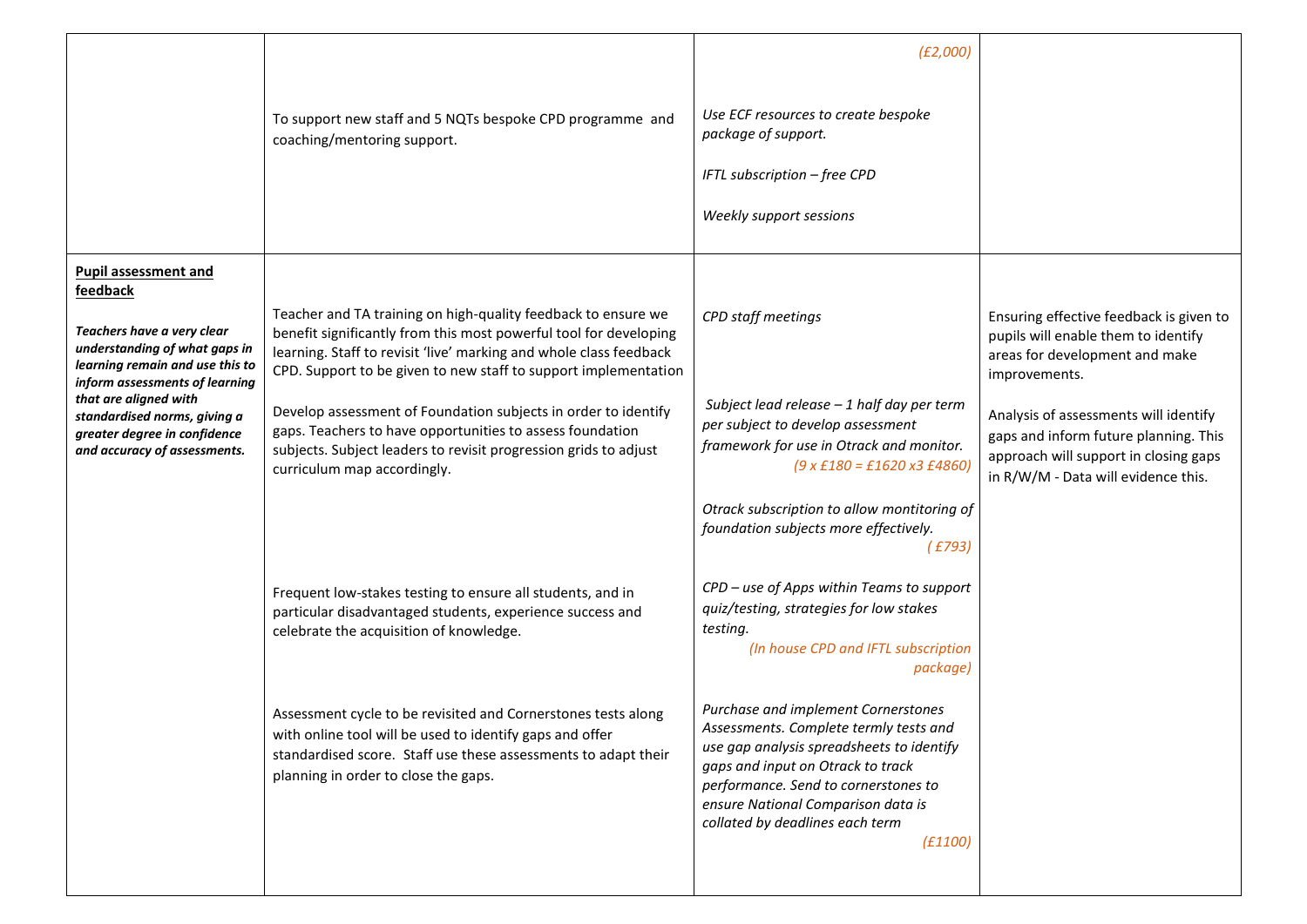| | | | |
|---|---|---|---|
| | To support new staff and 5 NQTs bespoke CPD programme and coaching/mentoring support. | *(£2,000)*<br><br>*Use ECF resources to create bespoke package of support.*<br><br>*IFTL subscription – free CPD*<br><br>*Weekly support sessions* | |
| **Pupil assessment and feedback**<br><br>***Teachers have a very clear understanding of what gaps in learning remain and use this to inform assessments of learning that are aligned with standardised norms, giving a greater degree in confidence and accuracy of assessments.*** | Teacher and TA training on high-quality feedback to ensure we benefit significantly from this most powerful tool for developing learning. Staff to revisit 'live' marking and whole class feedback CPD. Support to be given to new staff to support implementation<br><br>Develop assessment of Foundation subjects in order to identify gaps. Teachers to have opportunities to assess foundation subjects. Subject leaders to revisit progression grids to adjust curriculum map accordingly.<br><br>Frequent low-stakes testing to ensure all students, and in particular disadvantaged students, experience success and celebrate the acquisition of knowledge.<br><br>Assessment cycle to be revisited and Cornerstones tests along with online tool will be used to identify gaps and offer standardised score. Staff use these assessments to adapt their planning in order to close the gaps. | *CPD staff meetings*<br><br>*Subject lead release – 1 half day per term per subject to develop assessment framework for use in Otrack and monitor.*<br>*(9 x £180 = £1620 x3 £4860)*<br><br>*Otrack subscription to allow montitoring of foundation subjects more effectively.*<br>*( £793)*<br><br>*CPD – use of Apps within Teams to support quiz/testing, strategies for low stakes testing.*<br>*(In house CPD and IFTL subscription package)*<br><br>*Purchase and implement Cornerstones Assessments. Complete termly tests and use gap analysis spreadsheets to identify gaps and input on Otrack to track performance. Send to cornerstones to ensure National Comparison data is collated by deadlines each term*<br>*(£1100)* | Ensuring effective feedback is given to pupils will enable them to identify areas for development and make improvements.<br><br>Analysis of assessments will identify gaps and inform future planning. This approach will support in closing gaps in R/W/M - Data will evidence this. |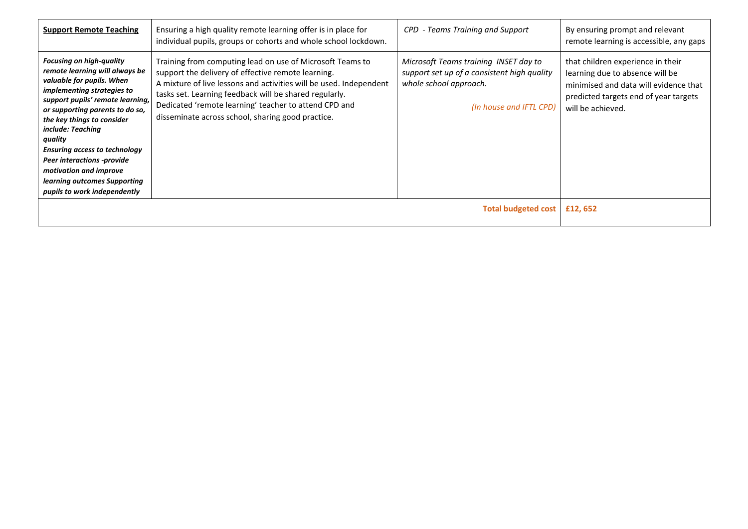| **Support Remote Teaching** | Ensuring a high quality remote learning offer is in place for individual pupils, groups or cohorts and whole school lockdown. | *CPD - Teams Training and Support* | By ensuring prompt and relevant remote learning is accessible, any gaps |
|---|---|---|---|
| ***Focusing on high-quality remote learning will always be valuable for pupils. When implementing strategies to support pupils' remote learning, or supporting parents to do so, the key things to consider include: Teaching quality Ensuring access to technology Peer interactions -provide motivation and improve learning outcomes Supporting pupils to work independently*** | Training from computing lead on use of Microsoft Teams to support the delivery of effective remote learning. A mixture of live lessons and activities will be used. Independent tasks set. Learning feedback will be shared regularly. Dedicated 'remote learning' teacher to attend CPD and disseminate across school, sharing good practice. | *Microsoft Teams training INSET day to support set up of a consistent high quality whole school approach.* *(In house and IFTL CPD)* | that children experience in their learning due to absence will be minimised and data will evidence that predicted targets end of year targets will be achieved. |
| | | **Total budgeted cost** | **£12, 652** |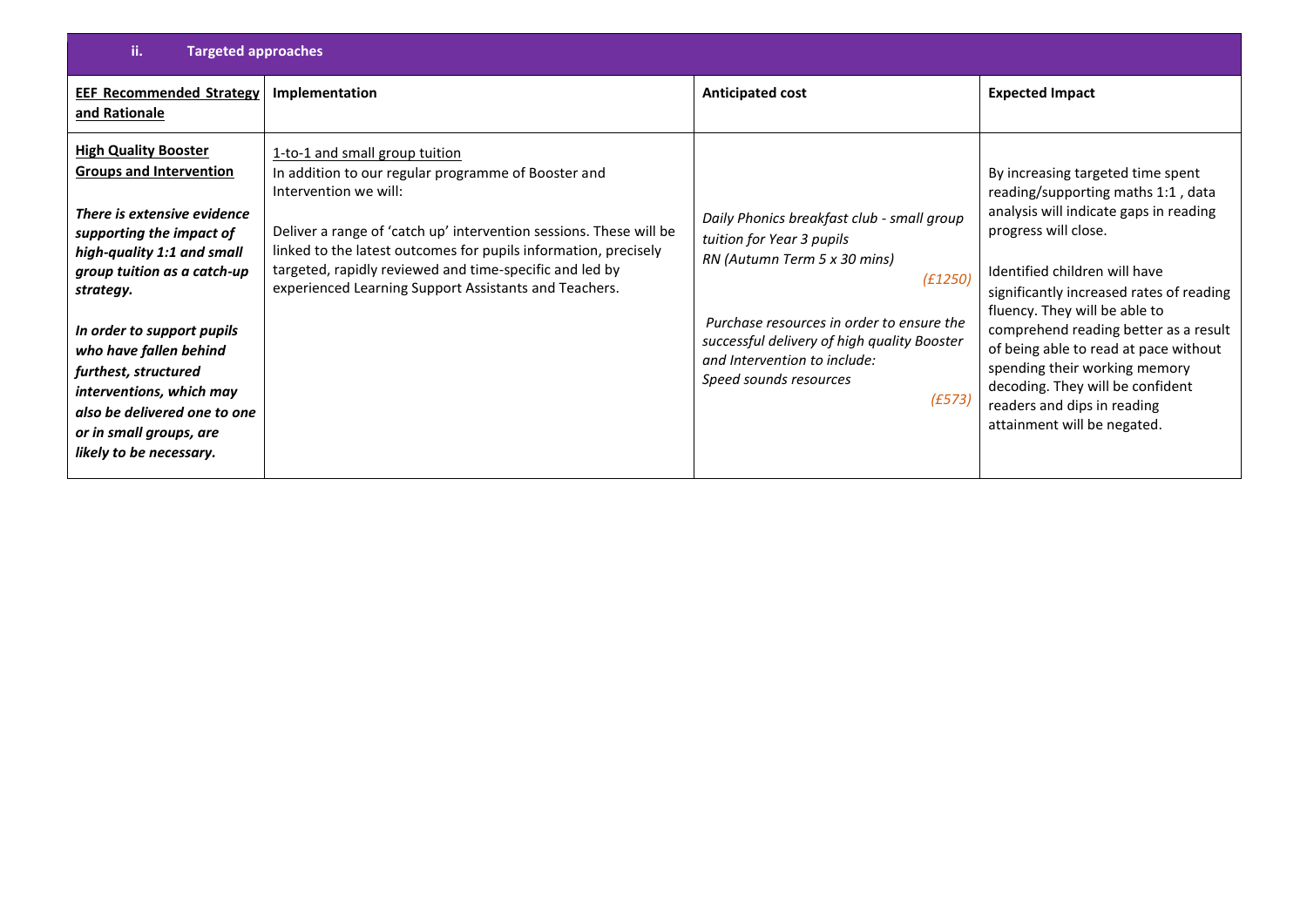| ii. Targeted approaches | | | |
|---|---|---|---|
| **EEF Recommended Strategy and Rationale** | **Implementation** | **Anticipated cost** | **Expected Impact** |
| **High Quality Booster Groups and Intervention**<br><br>***There is extensive evidence supporting the impact of high-quality 1:1 and small group tuition as a catch-up strategy.***<br><br>***In order to support pupils who have fallen behind furthest, structured interventions, which may also be delivered one to one or in small groups, are likely to be necessary.*** | 1-to-1 and small group tuition<br>In addition to our regular programme of Booster and Intervention we will:<br><br>Deliver a range of 'catch up' intervention sessions. These will be linked to the latest outcomes for pupils information, precisely targeted, rapidly reviewed and time-specific and led by experienced Learning Support Assistants and Teachers. | *Daily Phonics breakfast club - small group tuition for Year 3 pupils*<br>*RN (Autumn Term 5 x 30 mins)*<br>*(£1250)*<br><br>*Purchase resources in order to ensure the successful delivery of high quality Booster and Intervention to include:*<br>*Speed sounds resources*<br>*(£573)* | By increasing targeted time spent reading/supporting maths 1:1 , data analysis will indicate gaps in reading progress will close.<br><br>Identified children will have significantly increased rates of reading fluency. They will be able to comprehend reading better as a result of being able to read at pace without spending their working memory decoding. They will be confident readers and dips in reading attainment will be negated. |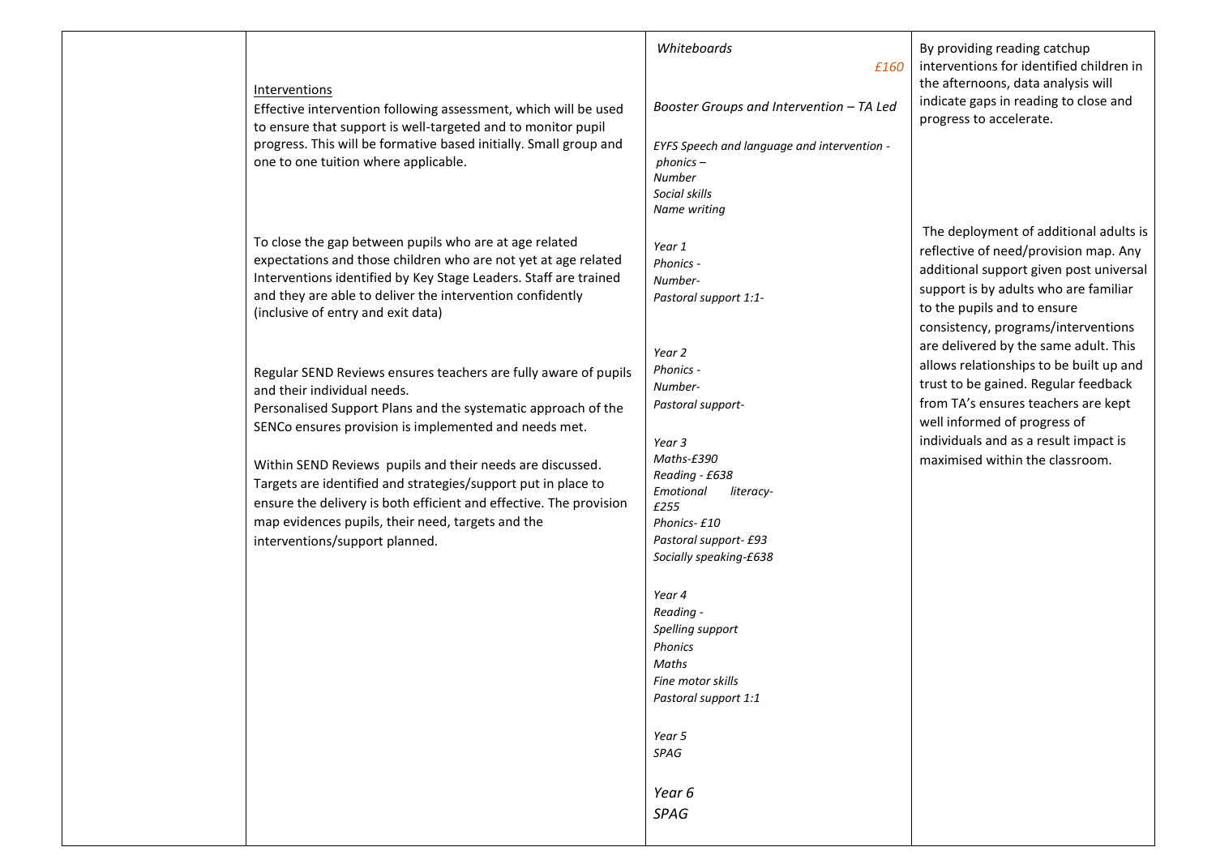| | | | |
|---|---|---|---|
| | <u>Interventions</u><br>Effective intervention following assessment, which will be used to ensure that support is well-targeted and to monitor pupil progress. This will be formative based initially. Small group and one to one tuition where applicable.<br><br>To close the gap between pupils who are at age related expectations and those children who are not yet at age related Interventions identified by Key Stage Leaders. Staff are trained and they are able to deliver the intervention confidently (inclusive of entry and exit data)<br><br>Regular SEND Reviews ensures teachers are fully aware of pupils and their individual needs.<br>Personalised Support Plans and the systematic approach of the SENCo ensures provision is implemented and needs met.<br><br>Within SEND Reviews pupils and their needs are discussed. Targets are identified and strategies/support put in place to ensure the delivery is both efficient and effective. The provision map evidences pupils, their need, targets and the interventions/support planned. | *Whiteboards* *£160*<br><br>*Booster Groups and Intervention – TA Led*<br><br>*EYFS Speech and language and intervention -*<br>*phonics –*<br>*Number*<br>*Social skills*<br>*Name writing*<br><br>*Year 1*<br>*Phonics -*<br>*Number-*<br>*Pastoral support 1:1-*<br><br>*Year 2*<br>*Phonics -*<br>*Number-*<br>*Pastoral support-*<br><br>*Year 3*<br>*Maths-£390*<br>*Reading - £638*<br>*Emotional literacy- £255*<br>*Phonics- £10*<br>*Pastoral support- £93*<br>*Socially speaking-£638*<br><br>*Year 4*<br>*Reading -*<br>*Spelling support*<br>*Phonics*<br>*Maths*<br>*Fine motor skills*<br>*Pastoral support 1:1*<br><br>*Year 5*<br>*SPAG*<br><br>*Year 6*<br>*SPAG* | By providing reading catchup interventions for identified children in the afternoons, data analysis will indicate gaps in reading to close and progress to accelerate.<br><br>The deployment of additional adults is reflective of need/provision map. Any additional support given post universal support is by adults who are familiar to the pupils and to ensure consistency, programs/interventions are delivered by the same adult. This allows relationships to be built up and trust to be gained. Regular feedback from TA's ensures teachers are kept well informed of progress of individuals and as a result impact is maximised within the classroom. |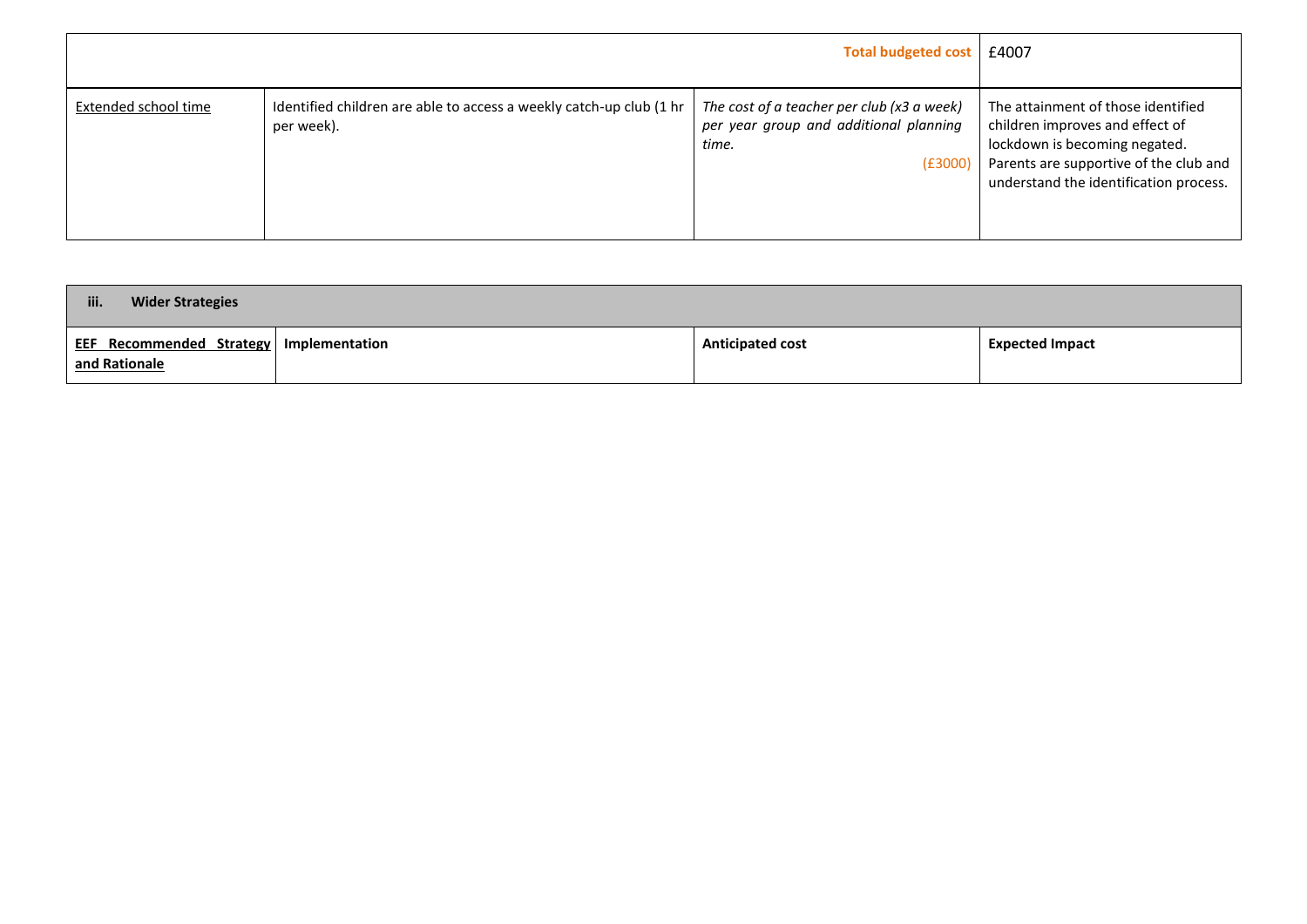| | | Total budgeted cost | £4007 |
|---|---|---|---|
| Extended school time | Identified children are able to access a weekly catch-up club (1 hr per week). | *The cost of a teacher per club (x3 a week) per year group and additional planning time.* (£3000) | The attainment of those identified children improves and effect of lockdown is becoming negated. Parents are supportive of the club and understand the identification process. |

| iii. **Wider Strategies** | | | |
|---|---|---|---|
| **EEF Recommended Strategy and Rationale** | **Implementation** | **Anticipated cost** | **Expected Impact** |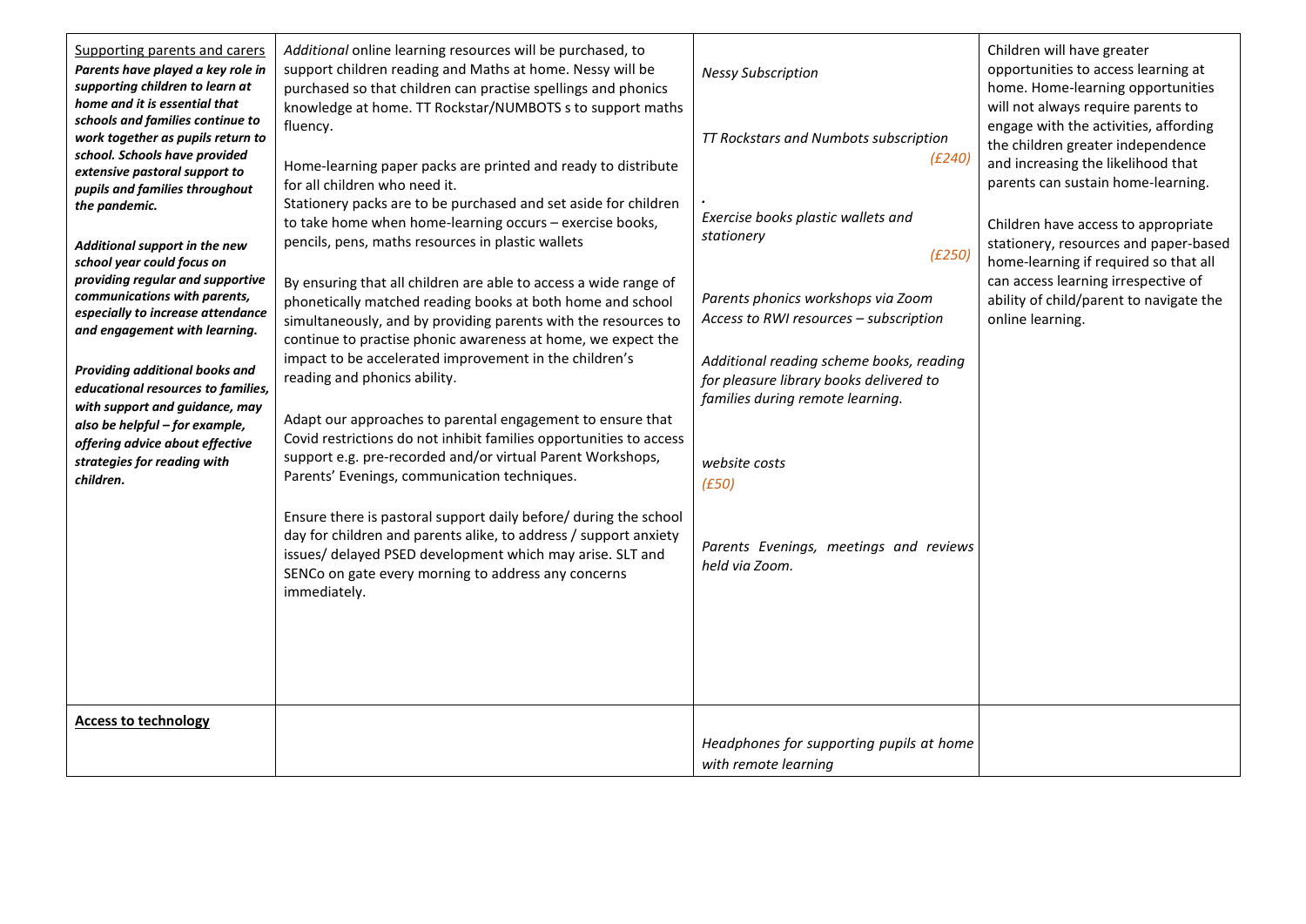| Supporting parents and carers<br>***Parents have played a key role in supporting children to learn at home and it is essential that schools and families continue to work together as pupils return to school. Schools have provided extensive pastoral support to pupils and families throughout the pandemic.***<br><br>***Additional support in the new school year could focus on providing regular and supportive communications with parents, especially to increase attendance and engagement with learning.***<br><br>***Providing additional books and educational resources to families, with support and guidance, may also be helpful – for example, offering advice about effective strategies for reading with children.*** | *Additional* online learning resources will be purchased, to support children reading and Maths at home. Nessy will be purchased so that children can practise spellings and phonics knowledge at home. TT Rockstar/NUMBOTS s to support maths fluency.<br><br>Home-learning paper packs are printed and ready to distribute for all children who need it.<br>Stationery packs are to be purchased and set aside for children to take home when home-learning occurs – exercise books, pencils, pens, maths resources in plastic wallets<br><br>By ensuring that all children are able to access a wide range of phonetically matched reading books at both home and school simultaneously, and by providing parents with the resources to continue to practise phonic awareness at home, we expect the impact to be accelerated improvement in the children's reading and phonics ability.<br><br>Adapt our approaches to parental engagement to ensure that Covid restrictions do not inhibit families opportunities to access support e.g. pre-recorded and/or virtual Parent Workshops, Parents' Evenings, communication techniques.<br><br>Ensure there is pastoral support daily before/ during the school day for children and parents alike, to address / support anxiety issues/ delayed PSED development which may arise. SLT and SENCo on gate every morning to address any concerns immediately. | *Nessy Subscription*<br><br>*TT Rockstars and Numbots subscription (£240)*<br><br>*.*<br>*Exercise books plastic wallets and stationery (£250)*<br><br>*Parents phonics workshops via Zoom*<br>*Access to RWI resources – subscription*<br><br>*Additional reading scheme books, reading for pleasure library books delivered to families during remote learning.*<br><br>*website costs*<br>*(£50)*<br><br>*Parents Evenings, meetings and reviews held via Zoom.* | Children will have greater opportunities to access learning at home. Home-learning opportunities will not always require parents to engage with the activities, affording the children greater independence and increasing the likelihood that parents can sustain home-learning.<br><br>Children have access to appropriate stationery, resources and paper-based home-learning if required so that all can access learning irrespective of ability of child/parent to navigate the online learning. |
|---|---|---|---|
| **Access to technology** | | *Headphones for supporting pupils at home with remote learning* | |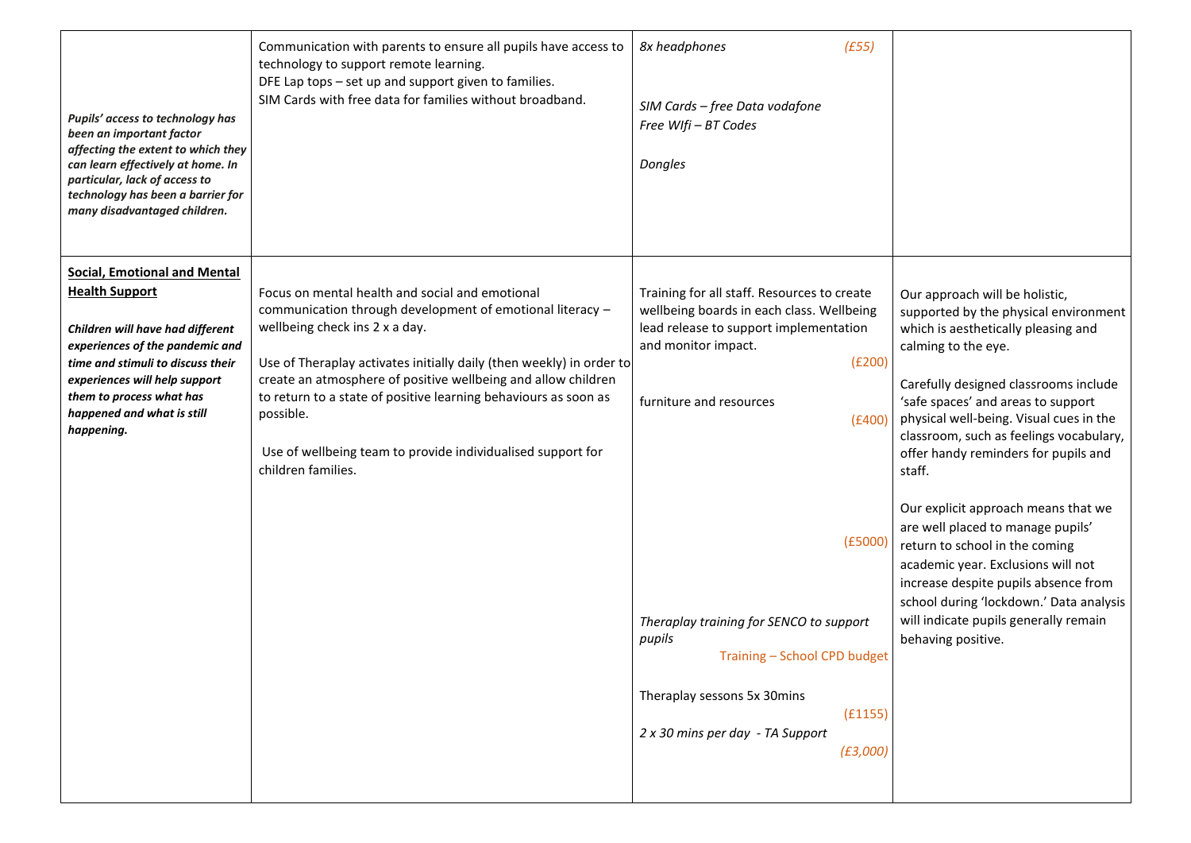| | | | |
|---|---|---|---|
| ***Pupils' access to technology has been an important factor affecting the extent to which they can learn effectively at home. In particular, lack of access to technology has been a barrier for many disadvantaged children.*** | Communication with parents to ensure all pupils have access to technology to support remote learning.<br>DFE Lap tops – set up and support given to families.<br>SIM Cards with free data for families without broadband. | *8x headphones (£55)*<br><br>*SIM Cards – free Data vodafone*<br>*Free WIfi – BT Codes*<br><br>*Dongles* | |
| **Social, Emotional and Mental Health Support**<br><br>***Children will have had different experiences of the pandemic and time and stimuli to discuss their experiences will help support them to process what has happened and what is still happening.*** | Focus on mental health and social and emotional communication through development of emotional literacy – wellbeing check ins 2 x a day.<br><br>Use of Theraplay activates initially daily (then weekly) in order to create an atmosphere of positive wellbeing and allow children to return to a state of positive learning behaviours as soon as possible.<br><br>Use of wellbeing team to provide individualised support for children families. | Training for all staff. Resources to create wellbeing boards in each class. Wellbeing lead release to support implementation and monitor impact. (£200)<br><br>furniture and resources (£400)<br><br>(£5000)<br><br>*Theraplay training for SENCO to support pupils* Training – School CPD budget<br><br>Theraplay sessons 5x 30mins (£1155)<br>*2 x 30 mins per day - TA Support (£3,000)* | Our approach will be holistic, supported by the physical environment which is aesthetically pleasing and calming to the eye.<br><br>Carefully designed classrooms include 'safe spaces' and areas to support physical well-being. Visual cues in the classroom, such as feelings vocabulary, offer handy reminders for pupils and staff.<br><br>Our explicit approach means that we are well placed to manage pupils' return to school in the coming academic year. Exclusions will not increase despite pupils absence from school during 'lockdown.' Data analysis will indicate pupils generally remain behaving positive. |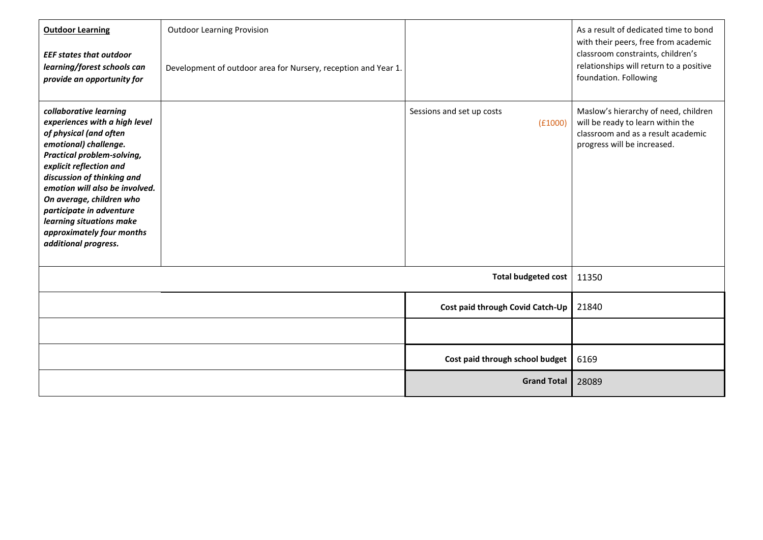| | | | |
|---|---|---|---|
| **Outdoor Learning**<br><br>***EEF states that outdoor learning/forest schools can provide an opportunity for*** | Outdoor Learning Provision<br><br>Development of outdoor area for Nursery, reception and Year 1. | | As a result of dedicated time to bond with their peers, free from academic classroom constraints, children's relationships will return to a positive foundation. Following |
| ***collaborative learning experiences with a high level of physical (and often emotional) challenge. Practical problem-solving, explicit reflection and discussion of thinking and emotion will also be involved. On average, children who participate in adventure learning situations make approximately four months additional progress.*** | | Sessions and set up costs (£1000) | Maslow's hierarchy of need, children will be ready to learn within the classroom and as a result academic progress will be increased. |
| | | **Total budgeted cost** | 11350 |
| | | **Cost paid through Covid Catch-Up** | 21840 |
| | | | |
| | | **Cost paid through school budget** | 6169 |
| | | **Grand Total** | 28089 |